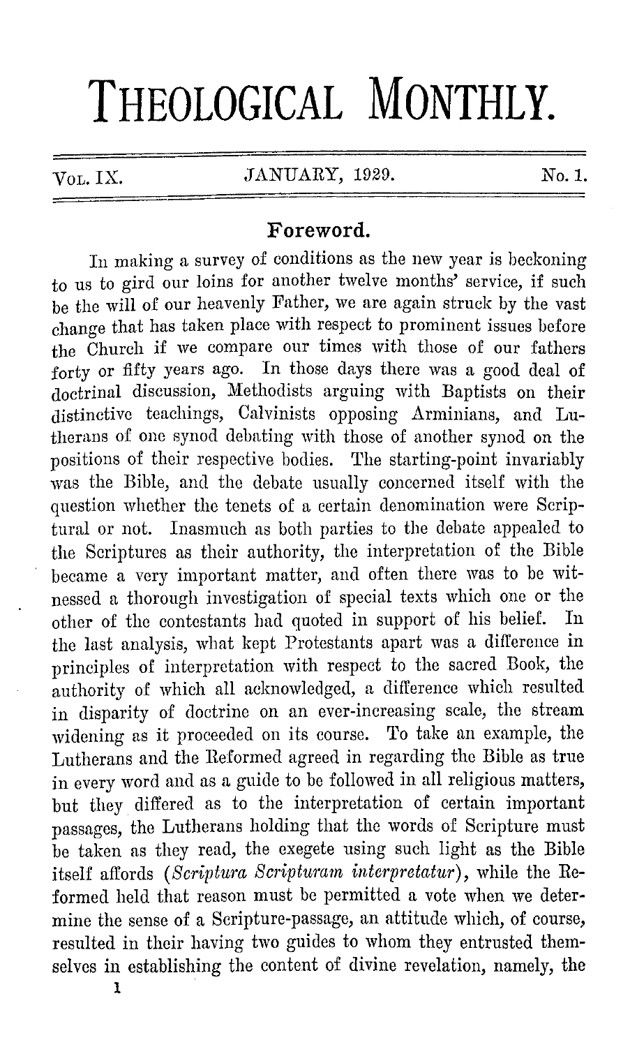# THEOLOGICAL MONTHLY.

Vol. IX. JANUARY, 1929. No. 1.

## Foreword.

In making a survey of conditions as the new year is beckoning to us to gird our loins for another twelve months' service, if such be the will of our heavenly Father, we are again struck by the vast change that has taken place with respect to prominent issues before the Church if we compare our times with those of our fathers forty or fifty years ago. In those days there was a good deal of doctrinal discussion, Methodists arguing with Baptists on their distinctive teachings, Calvinists opposing Arminians, and Lutherans of one synod debating with those of another synod on the positions of their respective bodies. The starting-point invariably was the Bible, and the debate usually concerned itself with the question whether the tenets of a certain denomination were Scriptural or not. Inasmuch as both parties to the debate appealed to the Scriptures as their authority, the interpretation of the Bible became a very important matter, and often there was to be witnessed a thorough investigation of special texts which one or the other of the contestants had quoted in support of his belief. In the last analysis, what kept Protestants apart was a difference in principles of interpretation with respect to the sacred Book, the authority of which all acknowledged, a difference which resulted in disparity of doctrine on an ever-increasing scale, the stream widening as it proceeded on its course. To take an example, the Lutherans and the Reformed agreed in regarding the Bible as true in every word and as a guide to be followed in all religious matters, but they differed as to the interpretation of certain important passages, the Lutherans holding that the words of Scripture must be taken as they read, the exegete using such light as the Bible itself affords (*Scriptura Scripturam interpretatur*), while the Reformed held that reason must be permitted a vote when we determine the sense of a Scripture-passage, an attitude which, of course, resulted in their having two guides to whom they entrusted themselves in establishing the content of divine revelation, namely, the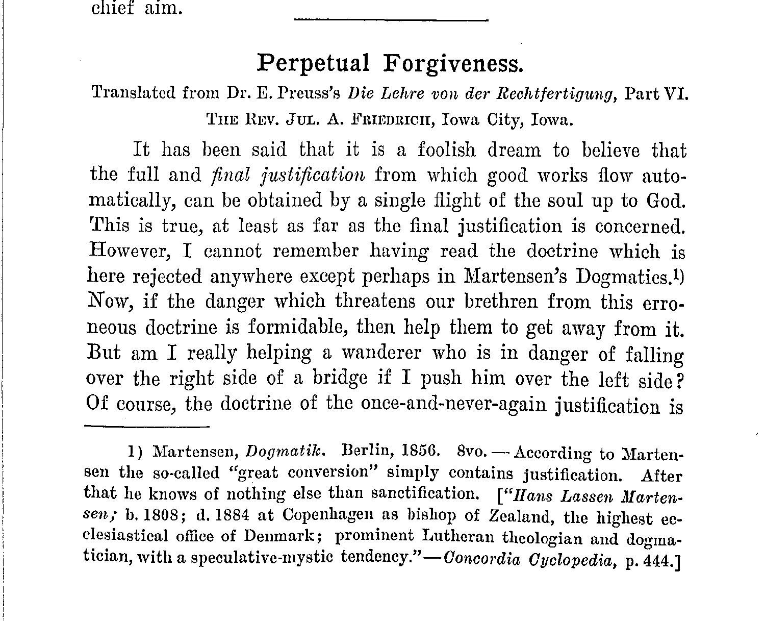chief aim.

---

# Perpetual Forgiveness.

Translated from Dr. E. Preuss's *Die Lehre von der Rechtfertigung*, Part VI.

THE REV. JUL. A. FRIEDRICH, Iowa City, Iowa.

It has been said that it is a foolish dream to believe that the full and *final justification* from which good works flow automatically, can be obtained by a single flight of the soul up to God. This is true, at least as far as the final justification is concerned. However, I cannot remember having read the doctrine which is here rejected anywhere except perhaps in Martensen's Dogmatics.[1]) Now, if the danger which threatens our brethren from this erroneous doctrine is formidable, then help them to get away from it. But am I really helping a wanderer who is in danger of falling over the right side of a bridge if I push him over the left side? Of course, the doctrine of the once-and-never-again justification is

---

1) Martensen, *Dogmatik*. Berlin, 1856. 8vo. — According to Martensen the so-called "great conversion" simply contains justification. After that he knows of nothing else than sanctification. ["*Hans Lassen Martensen;* b. 1808; d. 1884 at Copenhagen as bishop of Zealand, the highest ecclesiastical office of Denmark; prominent Lutheran theologian and dogmatician, with a speculative-mystic tendency."—*Concordia Cyclopedia,* p. 444.]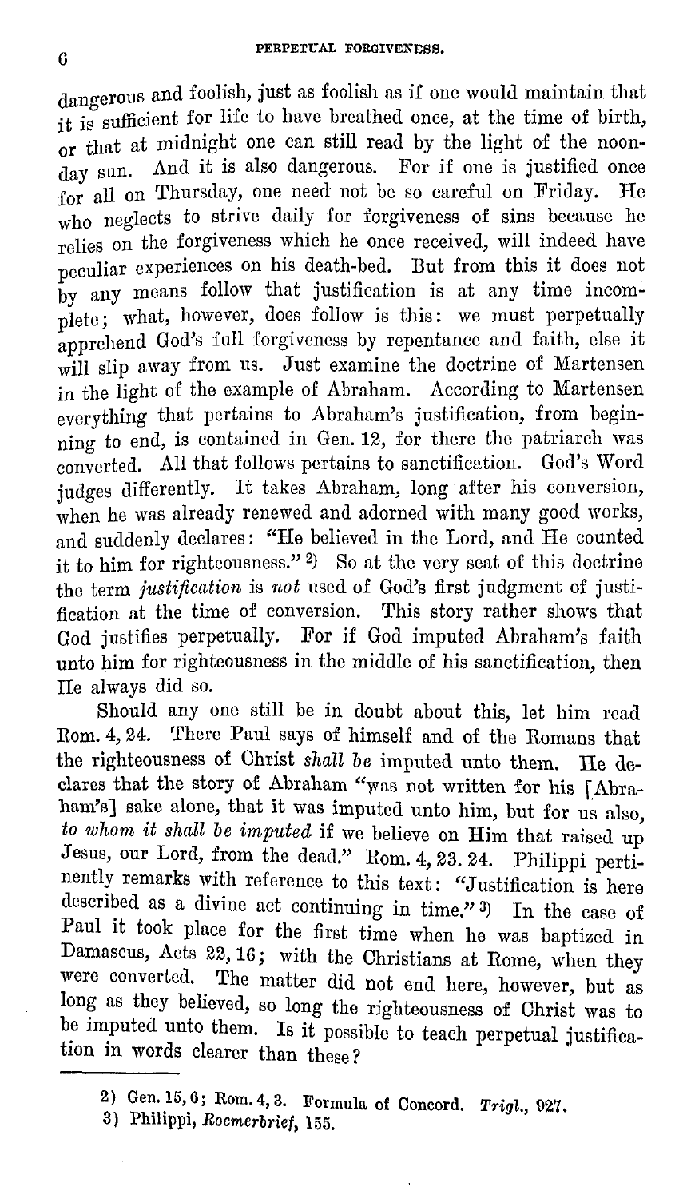dangerous and foolish, just as foolish as if one would maintain that it is sufficient for life to have breathed once, at the time of birth, or that at midnight one can still read by the light of the noon-day sun. And it is also dangerous. For if one is justified once for all on Thursday, one need not be so careful on Friday. He who neglects to strive daily for forgiveness of sins because he relies on the forgiveness which he once received, will indeed have peculiar experiences on his death-bed. But from this it does not by any means follow that justification is at any time incomplete; what, however, does follow is this: we must perpetually apprehend God's full forgiveness by repentance and faith, else it will slip away from us. Just examine the doctrine of Martensen in the light of the example of Abraham. According to Martensen everything that pertains to Abraham's justification, from beginning to end, is contained in Gen. 12, for there the patriarch was converted. All that follows pertains to sanctification. God's Word judges differently. It takes Abraham, long after his conversion, when he was already renewed and adorned with many good works, and suddenly declares: "He believed in the Lord, and He counted it to him for righteousness." [2] So at the very seat of this doctrine the term *justification* is *not* used of God's first judgment of justification at the time of conversion. This story rather shows that God justifies perpetually. For if God imputed Abraham's faith unto him for righteousness in the middle of his sanctification, then He always did so.

Should any one still be in doubt about this, let him read Rom. 4, 24. There Paul says of himself and of the Romans that the righteousness of Christ *shall be* imputed unto them. He declares that the story of Abraham "was not written for his [Abraham's] sake alone, that it was imputed unto him, but for us also, *to whom it shall be imputed* if we believe on Him that raised up Jesus, our Lord, from the dead." Rom. 4, 23. 24. Philippi pertinently remarks with reference to this text: "Justification is here described as a divine act continuing in time." [3] In the case of Paul it took place for the first time when he was baptized in Damascus, Acts 22, 16; with the Christians at Rome, when they were converted. The matter did not end here, however, but as long as they believed, so long the righteousness of Christ was to be imputed unto them. Is it possible to teach perpetual justification in words clearer than these?

---

2) Gen. 15, 6; Rom. 4, 3. Formula of Concord. *Trigl.*, 927.

3) Philippi, *Roemerbrief*, 155.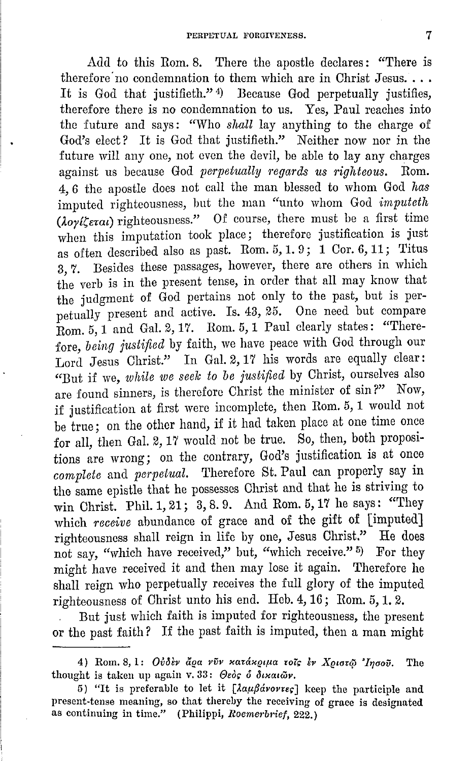Add to this Rom. 8. There the apostle declares: "There is therefore no condemnation to them which are in Christ Jesus. . . . It is God that justifieth."[4] Because God perpetually justifies, therefore there is no condemnation to us. Yes, Paul reaches into the future and says: "Who *shall* lay anything to the charge of God's elect? It is God that justifieth." Neither now nor in the future will any one, not even the devil, be able to lay any charges against us because God *perpetually regards us righteous.* Rom. 4, 6 the apostle does not call the man blessed to whom God *has* imputed righteousness, but the man "unto whom God *imputeth* (λογίζεται) righteousness." Of course, there must be a first time when this imputation took place; therefore justification is just as often described also as past. Rom. 5, 1. 9; 1 Cor. 6, 11; Titus 3, 7. Besides these passages, however, there are others in which the verb is in the present tense, in order that all may know that the judgment of God pertains not only to the past, but is perpetually present and active. Is. 43, 25. One need but compare Rom. 5, 1 and Gal. 2, 17. Rom. 5, 1 Paul clearly states: "Therefore, *being justified* by faith, we have peace with God through our Lord Jesus Christ." In Gal. 2, 17 his words are equally clear: "But if we, *while we seek to be justified* by Christ, ourselves also are found sinners, is therefore Christ the minister of sin?" Now, if justification at first were incomplete, then Rom. 5, 1 would not be true; on the other hand, if it had taken place at one time once for all, then Gal. 2, 17 would not be true. So, then, both propositions are wrong; on the contrary, God's justification is at once *complete* and *perpetual.* Therefore St. Paul can properly say in the same epistle that he possesses Christ and that he is striving to win Christ. Phil. 1, 21; 3, 8. 9. And Rom. 5, 17 he says: "They which *receive* abundance of grace and of the gift of [imputed] righteousness shall reign in life by one, Jesus Christ." He does not say, "which have received," but, "which receive."[5] For they might have received it and then may lose it again. Therefore he shall reign who perpetually receives the full glory of the imputed righteousness of Christ unto his end. Heb. 4, 16; Rom. 5, 1. 2.

But just which faith is imputed for righteousness, the present or the past faith? If the past faith is imputed, then a man might

---

4) Rom. 8, 1: Οὐδὲν ἄρα νῦν κατάκριμα τοῖς ἐν Χριστῷ Ἰησοῦ. The thought is taken up again v. 33: Θεὸς ὁ δικαιῶν.

5) "It is preferable to let it [λαμβάνοντες] keep the participle and present-tense meaning, so that thereby the receiving of grace is designated as continuing in time." (Philippi, *Roemerbrief*, 222.)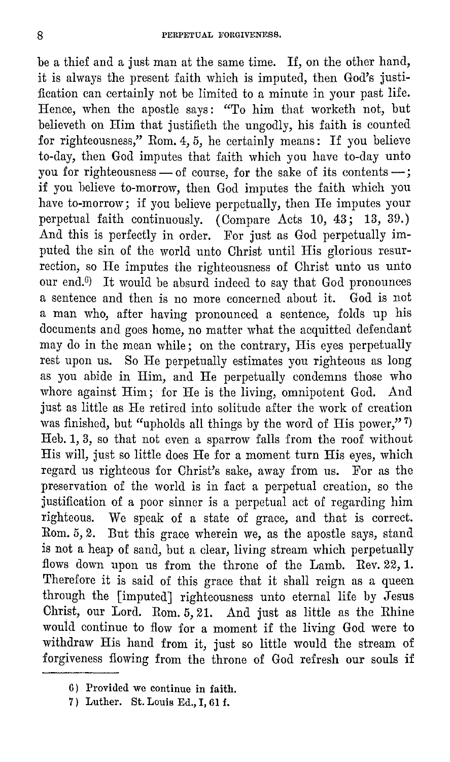be a thief and a just man at the same time. If, on the other hand, it is always the present faith which is imputed, then God's justification can certainly not be limited to a minute in your past life. Hence, when the apostle says: "To him that worketh not, but believeth on Him that justifieth the ungodly, his faith is counted for righteousness," Rom. 4, 5, he certainly means: If you believe to-day, then God imputes that faith which you have to-day unto you for righteousness — of course, for the sake of its contents —; if you believe to-morrow, then God imputes the faith which you have to-morrow; if you believe perpetually, then He imputes your perpetual faith continuously. (Compare Acts 10, 43; 13, 39.) And this is perfectly in order. For just as God perpetually imputed the sin of the world unto Christ until His glorious resurrection, so He imputes the righteousness of Christ unto us unto our end.[6] It would be absurd indeed to say that God pronounces a sentence and then is no more concerned about it. God is not a man who, after having pronounced a sentence, folds up his documents and goes home, no matter what the acquitted defendant may do in the mean while; on the contrary, His eyes perpetually rest upon us. So He perpetually estimates you righteous as long as you abide in Him, and He perpetually condemns those who whore against Him; for He is the living, omnipotent God. And just as little as He retired into solitude after the work of creation was finished, but "upholds all things by the word of His power,"[7] Heb. 1, 3, so that not even a sparrow falls from the roof without His will, just so little does He for a moment turn His eyes, which regard us righteous for Christ's sake, away from us. For as the preservation of the world is in fact a perpetual creation, so the justification of a poor sinner is a perpetual act of regarding him righteous. We speak of a state of grace, and that is correct. Rom. 5, 2. But this grace wherein we, as the apostle says, stand is not a heap of sand, but a clear, living stream which perpetually flows down upon us from the throne of the Lamb. Rev. 22, 1. Therefore it is said of this grace that it shall reign as a queen through the [imputed] righteousness unto eternal life by Jesus Christ, our Lord. Rom. 5, 21. And just as little as the Rhine would continue to flow for a moment if the living God were to withdraw His hand from it, just so little would the stream of forgiveness flowing from the throne of God refresh our souls if

---

6) Provided we continue in faith.

7) Luther. St. Louis Ed., I, 61 f.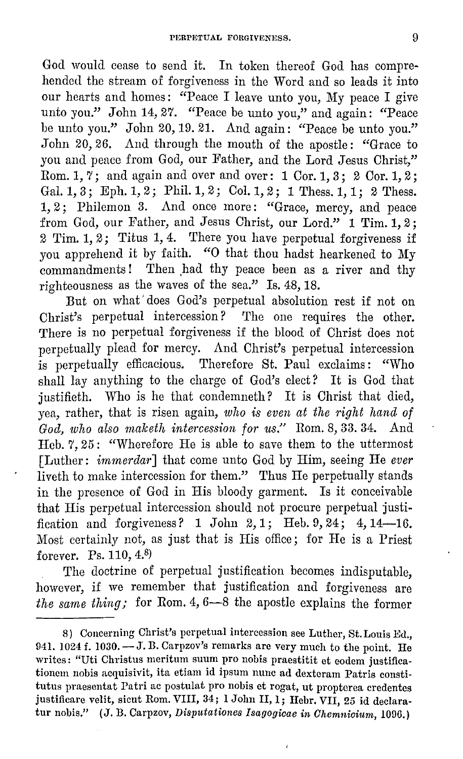God would cease to send it. In token thereof God has comprehended the stream of forgiveness in the Word and so leads it into our hearts and homes: "Peace I leave unto you, My peace I give unto you." John 14, 27. "Peace be unto you," and again: "Peace be unto you." John 20, 19. 21. And again: "Peace be unto you." John 20, 26. And through the mouth of the apostle: "Grace to you and peace from God, our Father, and the Lord Jesus Christ," Rom. 1, 7; and again and over and over: 1 Cor. 1, 3; 2 Cor. 1, 2; Gal. 1, 3; Eph. 1, 2; Phil. 1, 2; Col. 1, 2; 1 Thess. 1, 1; 2 Thess. 1, 2; Philemon 3. And once more: "Grace, mercy, and peace from God, our Father, and Jesus Christ, our Lord." 1 Tim. 1, 2; 2 Tim. 1, 2; Titus 1, 4. There you have perpetual forgiveness if you apprehend it by faith. "O that thou hadst hearkened to My commandments! Then had thy peace been as a river and thy righteousness as the waves of the sea." Is. 48, 18.

But on what does God's perpetual absolution rest if not on Christ's perpetual intercession? The one requires the other. There is no perpetual forgiveness if the blood of Christ does not perpetually plead for mercy. And Christ's perpetual intercession is perpetually efficacious. Therefore St. Paul exclaims: "Who shall lay anything to the charge of God's elect? It is God that justifieth. Who is he that condemneth? It is Christ that died, yea, rather, that is risen again, *who is even at the right hand of God, who also maketh intercession for us.*" Rom. 8, 33. 34. And Heb. 7, 25: "Wherefore He is able to save them to the uttermost [Luther: *immerdar*] that come unto God by Him, seeing He *ever* liveth to make intercession for them." Thus He perpetually stands in the presence of God in His bloody garment. Is it conceivable that His perpetual intercession should not procure perpetual justification and forgiveness? 1 John 2, 1; Heb. 9, 24; 4, 14—16. Most certainly not, as just that is His office; for He is a Priest forever. Ps. 110, 4.[8]

The doctrine of perpetual justification becomes indisputable, however, if we remember that justification and forgiveness are *the same thing;* for Rom. 4, 6—8 the apostle explains the former

---

8) Concerning Christ's perpetual intercession see Luther, St. Louis Ed., 941. 1024 f. 1030. — J. B. Carpzov's remarks are very much to the point. He writes: "Uti Christus meritum suum pro nobis praestitit et eodem justificationem nobis acquisivit, ita etiam id ipsum nunc ad dexteram Patris constitutus praesentat Patri ac postulat pro nobis et rogat, ut propterea credentes justificare velit, sicut Rom. VIII, 34; 1 John II, 1; Hebr. VII, 25 id declaratur nobis." (J. B. Carpzov, *Disputationes Isagogicae in Chemnicium*, 1096.)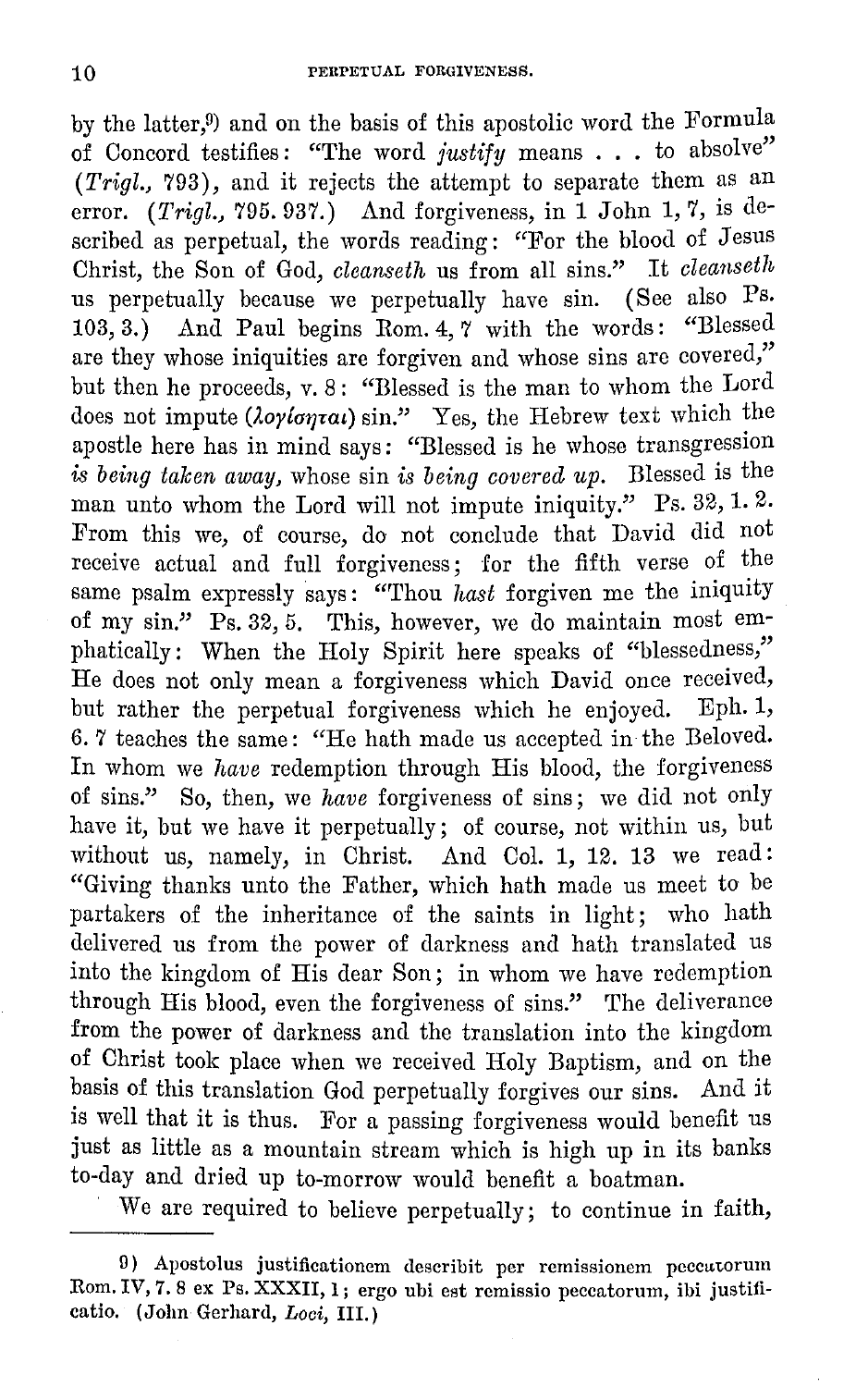by the latter,[9] and on the basis of this apostolic word the Formula of Concord testifies: "The word *justify* means . . . to absolve" (*Trigl.*, 793), and it rejects the attempt to separate them as an error. (*Trigl.*, 795. 937.) And forgiveness, in 1 John 1, 7, is described as perpetual, the words reading: "For the blood of Jesus Christ, the Son of God, *cleanseth* us from all sins." It *cleanseth* us perpetually because we perpetually have sin. (See also Ps. 103, 3.) And Paul begins Rom. 4, 7 with the words: "Blessed are they whose iniquities are forgiven and whose sins are covered," but then he proceeds, v. 8: "Blessed is the man to whom the Lord does not impute (λογίσηται) sin." Yes, the Hebrew text which the apostle here has in mind says: "Blessed is he whose transgression *is being taken away*, whose sin *is being covered up*. Blessed is the man unto whom the Lord will not impute iniquity." Ps. 32, 1. 2. From this we, of course, do not conclude that David did not receive actual and full forgiveness; for the fifth verse of the same psalm expressly says: "Thou *hast* forgiven me the iniquity of my sin." Ps. 32, 5. This, however, we do maintain most emphatically: When the Holy Spirit here speaks of "blessedness," He does not only mean a forgiveness which David once received, but rather the perpetual forgiveness which he enjoyed. Eph. 1, 6. 7 teaches the same: "He hath made us accepted in the Beloved. In whom we *have* redemption through His blood, the forgiveness of sins." So, then, we *have* forgiveness of sins; we did not only have it, but we have it perpetually; of course, not within us, but without us, namely, in Christ. And Col. 1, 12. 13 we read: "Giving thanks unto the Father, which hath made us meet to be partakers of the inheritance of the saints in light; who hath delivered us from the power of darkness and hath translated us into the kingdom of His dear Son; in whom we have redemption through His blood, even the forgiveness of sins." The deliverance from the power of darkness and the translation into the kingdom of Christ took place when we received Holy Baptism, and on the basis of this translation God perpetually forgives our sins. And it is well that it is thus. For a passing forgiveness would benefit us just as little as a mountain stream which is high up in its banks to-day and dried up to-morrow would benefit a boatman.

We are required to believe perpetually; to continue in faith,

---

9) Apostolus justificationem describit per remissionem peccatorum Rom. IV, 7. 8 ex Ps. XXXII, 1; ergo ubi est remissio peccatorum, ibi justificatio. (John Gerhard, *Loci*, III.)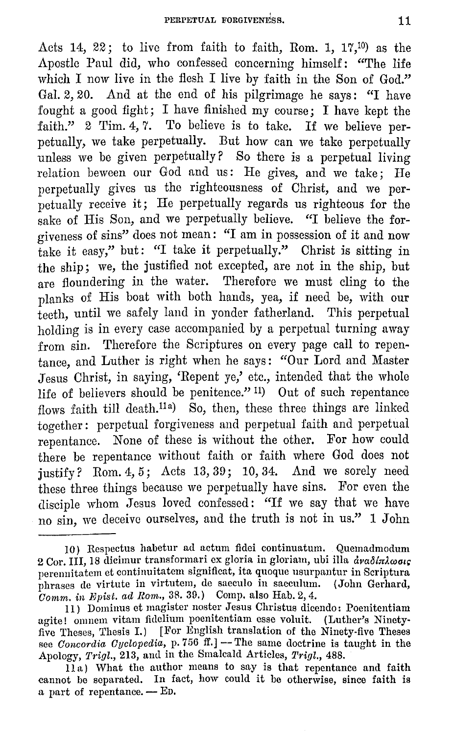Acts 14, 22; to live from faith to faith, Rom. 1, 17,[10]) as the Apostle Paul did, who confessed concerning himself: "The life which I now live in the flesh I live by faith in the Son of God." Gal. 2, 20. And at the end of his pilgrimage he says: "I have fought a good fight; I have finished my course; I have kept the faith." 2 Tim. 4, 7. To believe is to take. If we believe perpetually, we take perpetually. But how can we take perpetually unless we be given perpetually? So there is a perpetual living relation beween our God and us: He gives, and we take; He perpetually gives us the righteousness of Christ, and we perpetually receive it; He perpetually regards us righteous for the sake of His Son, and we perpetually believe. "I believe the forgiveness of sins" does not mean: "I am in possession of it and now take it easy," but: "I take it perpetually." Christ is sitting in the ship; we, the justified not excepted, are not in the ship, but are floundering in the water. Therefore we must cling to the planks of His boat with both hands, yea, if need be, with our teeth, until we safely land in yonder fatherland. This perpetual holding is in every case accompanied by a perpetual turning away from sin. Therefore the Scriptures on every page call to repentance, and Luther is right when he says: "Our Lord and Master Jesus Christ, in saying, 'Repent ye,' etc., intended that the whole life of believers should be penitence."[11]) Out of such repentance flows faith till death.[11a]) So, then, these three things are linked together: perpetual forgiveness and perpetual faith and perpetual repentance. None of these is without the other. For how could there be repentance without faith or faith where God does not justify? Rom. 4, 5; Acts 13, 39; 10, 34. And we sorely need these three things because we perpetually have sins. For even the disciple whom Jesus loved confessed: "If we say that we have no sin, we deceive ourselves, and the truth is not in us." 1 John

---

10) Respectus habetur ad actum fidei continuatum. Quemadmodum 2 Cor. III, 18 dicimur transformari ex gloria in gloriam, ubi illa ἀναδίπλωσις perennitatem et continuitatem significat, ita quoque usurpantur in Scriptura phrases de virtute in virtutem, de saeculo in saeculum. (John Gerhard, *Comm. in Epist. ad Rom.*, 38. 39.) Comp. also Hab. 2, 4.

11) Dominus et magister noster Jesus Christus dicendo: Poenitentiam agite! omnem vitam fidelium poenitentiam esse voluit. (Luther's Ninety-five Theses, Thesis I.) [For English translation of the Ninety-five Theses see *Concordia Cyclopedia*, p. 756 ff.] — The same doctrine is taught in the Apology, *Trigl.*, 213, and in the Smalcald Articles, *Trigl.*, 488.

11a) What the author means to say is that repentance and faith cannot be separated. In fact, how could it be otherwise, since faith is a part of repentance. — Ed.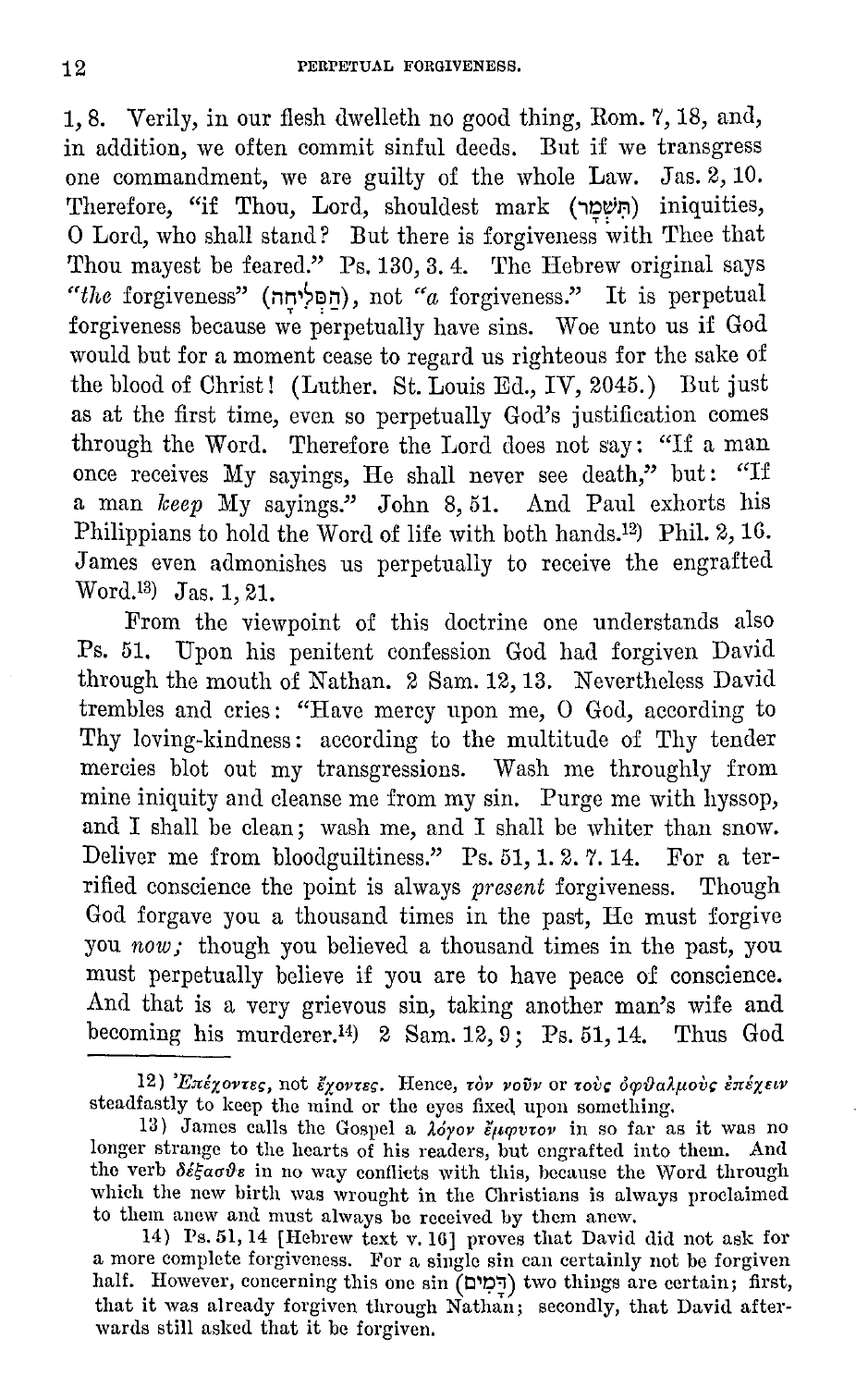1, 8. Verily, in our flesh dwelleth no good thing, Rom. 7, 18, and, in addition, we often commit sinful deeds. But if we transgress one commandment, we are guilty of the whole Law. Jas. 2, 10. Therefore, "if Thou, Lord, shouldest mark (תִּשְׁמָר) iniquities, O Lord, who shall stand? But there is forgiveness with Thee that Thou mayest be feared." Ps. 130, 3. 4. The Hebrew original says "*the* forgiveness" (הַסְּלִיחָה), not "*a* forgiveness." It is perpetual forgiveness because we perpetually have sins. Woe unto us if God would but for a moment cease to regard us righteous for the sake of the blood of Christ! (Luther. St. Louis Ed., IV, 2045.) But just as at the first time, even so perpetually God's justification comes through the Word. Therefore the Lord does not say: "If a man once receives My sayings, He shall never see death," but: "If a man *keep* My sayings." John 8, 51. And Paul exhorts his Philippians to hold the Word of life with both hands.[12] Phil. 2, 16. James even admonishes us perpetually to receive the engrafted Word.[13] Jas. 1, 21.

From the viewpoint of this doctrine one understands also Ps. 51. Upon his penitent confession God had forgiven David through the mouth of Nathan. 2 Sam. 12, 13. Nevertheless David trembles and cries: "Have mercy upon me, O God, according to Thy loving-kindness: according to the multitude of Thy tender mercies blot out my transgressions. Wash me throughly from mine iniquity and cleanse me from my sin. Purge me with hyssop, and I shall be clean; wash me, and I shall be whiter than snow. Deliver me from bloodguiltiness." Ps. 51, 1. 2. 7. 14. For a terrified conscience the point is always *present* forgiveness. Though God forgave you a thousand times in the past, He must forgive you *now;* though you believed a thousand times in the past, you must perpetually believe if you are to have peace of conscience. And that is a very grievous sin, taking another man's wife and becoming his murderer.[14] 2 Sam. 12, 9; Ps. 51, 14. Thus God

---

12) Ἐπέχοντες, not ἔχοντες. Hence, τὸν νοῦν or τοὺς ὀφθαλμοὺς ἐπέχειν steadfastly to keep the mind or the eyes fixed upon something.

13) James calls the Gospel a λόγον ἔμφυτον in so far as it was no longer strange to the hearts of his readers, but engrafted into them. And the verb δέξασθε in no way conflicts with this, because the Word through which the new birth was wrought in the Christians is always proclaimed to them anew and must always be received by them anew.

14) Ps. 51, 14 [Hebrew text v. 16] proves that David did not ask for a more complete forgiveness. For a single sin can certainly not be forgiven half. However, concerning this one sin (דָּמִים) two things are certain; first, that it was already forgiven through Nathan; secondly, that David afterwards still asked that it be forgiven.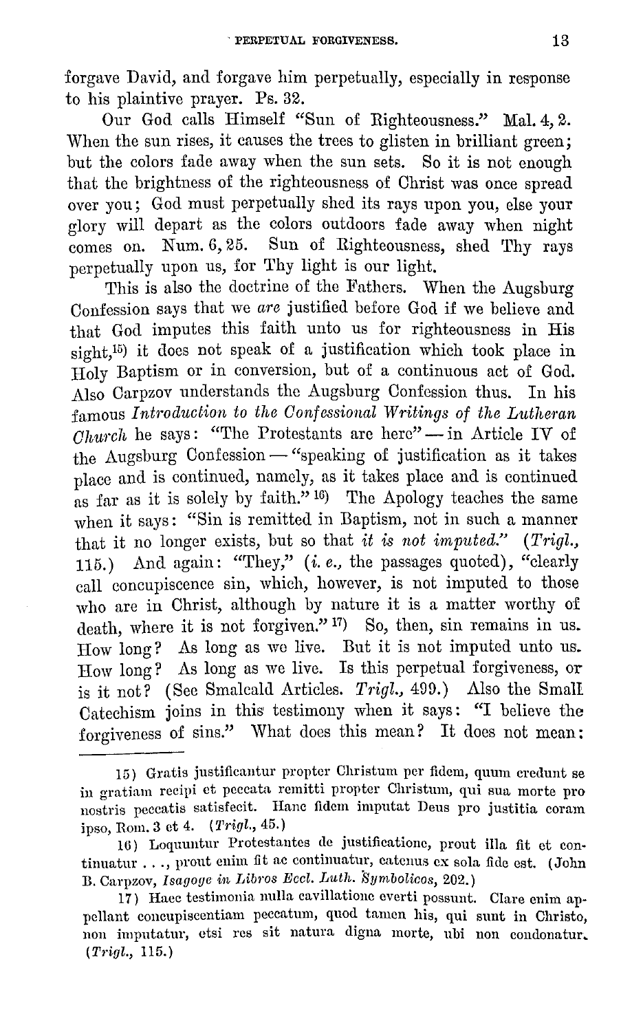forgave David, and forgave him perpetually, especially in response to his plaintive prayer. Ps. 32.

Our God calls Himself "Sun of Righteousness." Mal. 4, 2. When the sun rises, it causes the trees to glisten in brilliant green; but the colors fade away when the sun sets. So it is not enough that the brightness of the righteousness of Christ was once spread over you; God must perpetually shed its rays upon you, else your glory will depart as the colors outdoors fade away when night comes on. Num. 6, 25. Sun of Righteousness, shed Thy rays perpetually upon us, for Thy light is our light.

This is also the doctrine of the Fathers. When the Augsburg Confession says that we *are* justified before God if we believe and that God imputes this faith unto us for righteousness in His sight,[15] it does not speak of a justification which took place in Holy Baptism or in conversion, but of a continuous act of God. Also Carpzov understands the Augsburg Confession thus. In his famous *Introduction to the Confessional Writings of the Lutheran Church* he says: "The Protestants are here" — in Article IV of the Augsburg Confession — "speaking of justification as it takes place and is continued, namely, as it takes place and is continued as far as it is solely by faith."[16] The Apology teaches the same when it says: "Sin is remitted in Baptism, not in such a manner that it no longer exists, but so that *it is not imputed.*" (*Trigl.*, 115.) And again: "They," (*i. e.*, the passages quoted), "clearly call concupiscence sin, which, however, is not imputed to those who are in Christ, although by nature it is a matter worthy of death, where it is not forgiven."[17] So, then, sin remains in us. How long? As long as we live. But it is not imputed unto us. How long? As long as we live. Is this perpetual forgiveness, or is it not? (See Smalcald Articles. *Trigl.*, 499.) Also the Small Catechism joins in this testimony when it says: "I believe the forgiveness of sins." What does this mean? It does not mean:

---

15) Gratis justificantur propter Christum per fidem, quum credunt se in gratiam recipi et peccata remitti propter Christum, qui sua morte pro nostris peccatis satisfecit. Hanc fidem imputat Deus pro justitia coram ipso, Rom. 3 et 4. (*Trigl.*, 45.)

16) Loquuntur Protestantes de justificatione, prout illa fit et continuatur . . ., prout enim fit ac continuatur, catenus ex sola fide est. (John B. Carpzov, *Isagoge in Libros Eccl. Luth. Symbolicos*, 202.)

17) Haec testimonia nulla cavillatione everti possunt. Clare enim appellant concupiscentiam peccatum, quod tamen his, qui sunt in Christo, non imputatur, etsi res sit natura digna morte, ubi non condonatur. (*Trigl.*, 115.)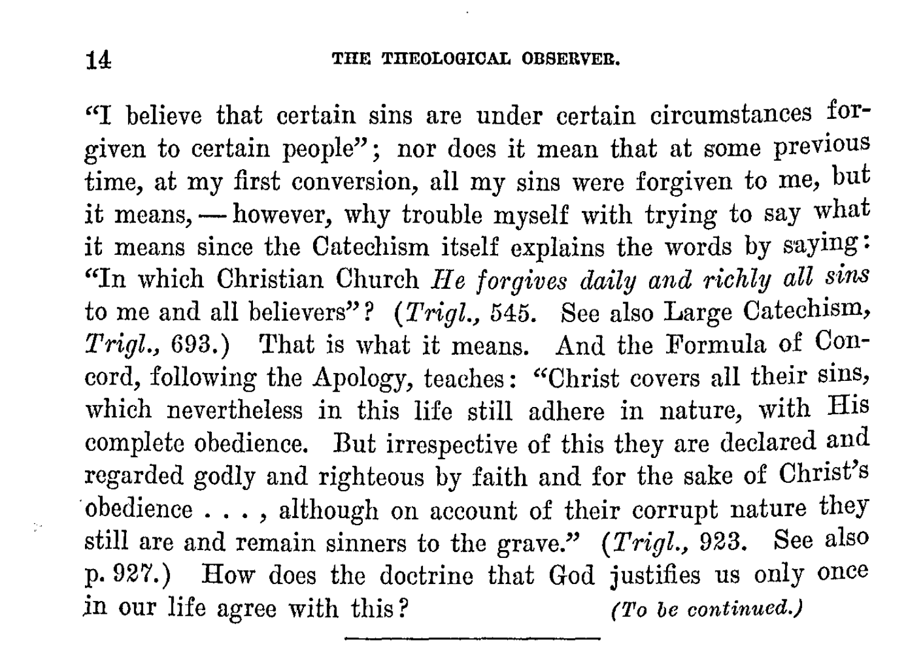"I believe that certain sins are under certain circumstances forgiven to certain people"; nor does it mean that at some previous time, at my first conversion, all my sins were forgiven to me, but it means, — however, why trouble myself with trying to say what it means since the Catechism itself explains the words by saying: "In which Christian Church *He forgives daily and richly all sins* to me and all believers"? (*Trigl.*, 545. See also Large Catechism, *Trigl.*, 693.) That is what it means. And the Formula of Concord, following the Apology, teaches: "Christ covers all their sins, which nevertheless in this life still adhere in nature, with His complete obedience. But irrespective of this they are declared and regarded godly and righteous by faith and for the sake of Christ's obedience . . . , although on account of their corrupt nature they still are and remain sinners to the grave." (*Trigl.*, 923. See also p. 927.) How does the doctrine that God justifies us only once in our life agree with this? *(To be continued.)*